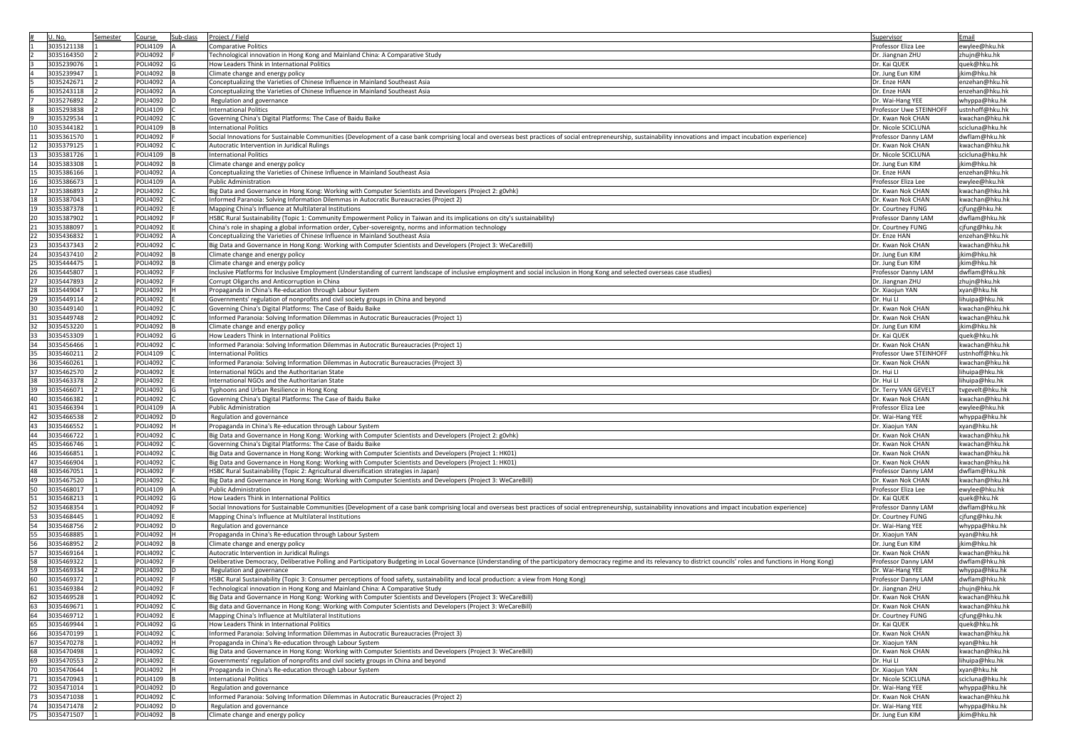| # | U. No. | Semester | Course | Sub-class | Project / Field | Supervisor | Email |
|---|---|---|---|---|---|---|---|
| 1 | 3035121138 | 1 | POLI4109 | A | Comparative Politics | Professor Eliza Lee | ewylee@hku.hk |
| 2 | 3035164350 | 2 | POLI4092 | F | Technological innovation in Hong Kong and Mainland China: A Comparative Study | Dr. Jiangnan ZHU | zhujn@hku.hk |
| 3 | 3035239076 | 1 | POLI4092 | G | How Leaders Think in International Politics | Dr. Kai QUEK | quek@hku.hk |
| 4 | 3035239947 | 1 | POLI4092 | B | Climate change and energy policy | Dr. Jung Eun KIM | jkim@hku.hk |
| 5 | 3035242671 | 2 | POLI4092 | A | Conceptualizing the Varieties of Chinese Influence in Mainland Southeast Asia | Dr. Enze HAN | enzehan@hku.hk |
| 6 | 3035243118 | 2 | POLI4092 | A | Conceptualizing the Varieties of Chinese Influence in Mainland Southeast Asia | Dr. Enze HAN | enzehan@hku.hk |
| 7 | 3035276892 | 2 | POLI4092 | D | Regulation and governance | Dr. Wai-Hang YEE | whyppa@hku.hk |
| 8 | 3035293838 | 2 | POLI4109 | C | International Politics | Professor Uwe STEINHOFF | ustnhoff@hku.hk |
| 9 | 3035329534 | 1 | POLI4092 | C | Governing China's Digital Platforms: The Case of Baidu Baike | Dr. Kwan Nok CHAN | kwacchan@hku.hk |
| 10 | 3035344182 | 1 | POLI4109 | B | International Politics | Dr. Nicole SCICLUNA | scicluna@hku.hk |
| 11 | 3035361570 | 1 | POLI4092 | F | Social Innovations for Sustainable Communities (Development of a case bank comprising local and overseas best practices of social entrepreneurship, sustainability innovations and impact incubation experience) | Professor Danny LAM | dwflam@hku.hk |
| 12 | 3035379125 | 1 | POLI4092 | C | Autocratic Intervention in Juridical Rulings | Dr. Kwan Nok CHAN | kwacchan@hku.hk |
| 13 | 3035381726 | 1 | POLI4109 | B | International Politics | Dr. Nicole SCICLUNA | scicluna@hku.hk |
| 14 | 3035383308 | 1 | POLI4092 | B | Climate change and energy policy | Dr. Jung Eun KIM | jkim@hku.hk |
| 15 | 3035386166 | 1 | POLI4092 | A | Conceptualizing the Varieties of Chinese Influence in Mainland Southeast Asia | Dr. Enze HAN | enzehan@hku.hk |
| 16 | 3035386673 | 1 | POLI4109 | A | Public Administration | Professor Eliza Lee | ewylee@hku.hk |
| 17 | 3035386893 | 2 | POLI4092 | C | Big Data and Governance in Hong Kong: Working with Computer Scientists and Developers (Project 2: g0vhk) | Dr. Kwan Nok CHAN | kwacchan@hku.hk |
| 18 | 3035387043 | 1 | POLI4092 | C | Informed Paranoia: Solving Information Dilemmas in Autocratic Bureaucracies (Project 2) | Dr. Kwan Nok CHAN | kwacchan@hku.hk |
| 19 | 3035387378 | 1 | POLI4092 | E | Mapping China's Influence at Multilateral Institutions | Dr. Courtney FUNG | cjfung@hku.hk |
| 20 | 3035387902 | 1 | POLI4092 | F | HSBC Rural Sustainability (Topic 1: Community Empowerment Policy in Taiwan and its implications on city's sustainability) | Professor Danny LAM | dwflam@hku.hk |
| 21 | 3035388097 | 1 | POLI4092 | E | China's role in shaping a global information order, Cyber-sovereignty, norms and information technology | Dr. Courtney FUNG | cjfung@hku.hk |
| 22 | 3035436832 | 1 | POLI4092 | A | Conceptualizing the Varieties of Chinese Influence in Mainland Southeast Asia | Dr. Enze HAN | enzehan@hku.hk |
| 23 | 3035437343 | 2 | POLI4092 | C | Big Data and Governance in Hong Kong: Working with Computer Scientists and Developers (Project 3: WeCareBill) | Dr. Kwan Nok CHAN | kwacchan@hku.hk |
| 24 | 3035437410 | 2 | POLI4092 | B | Climate change and energy policy | Dr. Jung Eun KIM | jkim@hku.hk |
| 25 | 3035444475 | 1 | POLI4092 | B | Climate change and energy policy | Dr. Jung Eun KIM | jkim@hku.hk |
| 26 | 3035445807 | 1 | POLI4092 | F | Inclusive Platforms for Inclusive Employment (Understanding of current landscape of inclusive employment and social inclusion in Hong Kong and selected overseas case studies) | Professor Danny LAM | dwflam@hku.hk |
| 27 | 3035447893 | 2 | POLI4092 | F | Corrupt Oligarchs and Anticorruption in China | Dr. Jiangnan ZHU | zhujn@hku.hk |
| 28 | 3035449047 | 1 | POLI4092 | H | Propaganda in China's Re-education through Labour System | Dr. Xiaojun YAN | xyan@hku.hk |
| 29 | 3035449114 | 2 | POLI4092 | E | Governments' regulation of nonprofits and civil society groups in China and beyond | Dr. Hui LI | lihuipa@hku.hk |
| 30 | 3035449140 | 1 | POLI4092 | C | Governing China's Digital Platforms: The Case of Baidu Baike | Dr. Kwan Nok CHAN | kwacchan@hku.hk |
| 31 | 3035449748 | 2 | POLI4092 | C | Informed Paranoia: Solving Information Dilemmas in Autocratic Bureaucracies (Project 1) | Dr. Kwan Nok CHAN | kwacchan@hku.hk |
| 32 | 3035453220 | 1 | POLI4092 | B | Climate change and energy policy | Dr. Jung Eun KIM | jkim@hku.hk |
| 33 | 3035453309 | 1 | POLI4092 | G | How Leaders Think in International Politics | Dr. Kai QUEK | quek@hku.hk |
| 34 | 3035456466 | 1 | POLI4092 | C | Informed Paranoia: Solving Information Dilemmas in Autocratic Bureaucracies (Project 1) | Dr. Kwan Nok CHAN | kwacchan@hku.hk |
| 35 | 3035460211 | 2 | POLI4109 | C | International Politics | Professor Uwe STEINHOFF | ustnhoff@hku.hk |
| 36 | 3035460261 | 1 | POLI4092 | C | Informed Paranoia: Solving Information Dilemmas in Autocratic Bureaucracies (Project 3) | Dr. Kwan Nok CHAN | kwacchan@hku.hk |
| 37 | 3035462570 | 2 | POLI4092 | E | International NGOs and the Authoritarian State | Dr. Hui LI | lihuipa@hku.hk |
| 38 | 3035463378 | 2 | POLI4092 | E | International NGOs and the Authoritarian State | Dr. Hui LI | lihuipa@hku.hk |
| 39 | 3035466071 | 2 | POLI4092 | G | Typhoons and Urban Resilience in Hong Kong | Dr. Terry VAN GEVELT | tvgevelt@hku.hk |
| 40 | 3035466382 | 1 | POLI4092 | C | Governing China's Digital Platforms: The Case of Baidu Baike | Dr. Kwan Nok CHAN | kwacchan@hku.hk |
| 41 | 3035466394 | 1 | POLI4109 | A | Public Administration | Professor Eliza Lee | ewylee@hku.hk |
| 42 | 3035466538 | 2 | POLI4092 | D | Regulation and governance | Dr. Wai-Hang YEE | whyppa@hku.hk |
| 43 | 3035466552 | 1 | POLI4092 | H | Propaganda in China's Re-education through Labour System | Dr. Xiaojun YAN | xyan@hku.hk |
| 44 | 3035466722 | 1 | POLI4092 | C | Big Data and Governance in Hong Kong: Working with Computer Scientists and Developers (Project 2: g0vhk) | Dr. Kwan Nok CHAN | kwacchan@hku.hk |
| 45 | 3035466746 | 1 | POLI4092 | C | Governing China's Digital Platforms: The Case of Baidu Baike | Dr. Kwan Nok CHAN | kwacchan@hku.hk |
| 46 | 3035466851 | 1 | POLI4092 | C | Big Data and Governance in Hong Kong: Working with Computer Scientists and Developers (Project 1: HK01) | Dr. Kwan Nok CHAN | kwacchan@hku.hk |
| 47 | 3035466904 | 1 | POLI4092 | C | Big Data and Governance in Hong Kong: Working with Computer Scientists and Developers (Project 1: HK01) | Dr. Kwan Nok CHAN | kwacchan@hku.hk |
| 48 | 3035467051 | 1 | POLI4092 | F | HSBC Rural Sustainability (Topic 2: Agricultural diversification strategies in Japan) | Professor Danny LAM | dwflam@hku.hk |
| 49 | 3035467520 | 1 | POLI4092 | C | Big Data and Governance in Hong Kong: Working with Computer Scientists and Developers (Project 3: WeCareBill) | Dr. Kwan Nok CHAN | kwacchan@hku.hk |
| 50 | 3035468017 | 1 | POLI4109 | A | Public Administration | Professor Eliza Lee | ewylee@hku.hk |
| 51 | 3035468213 | 1 | POLI4092 | G | How Leaders Think in International Politics | Dr. Kai QUEK | quek@hku.hk |
| 52 | 3035468354 | 1 | POLI4092 | F | Social Innovations for Sustainable Communities (Development of a case bank comprising local and overseas best practices of social entrepreneurship, sustainability innovations and impact incubation experience) | Professor Danny LAM | dwflam@hku.hk |
| 53 | 3035468445 | 1 | POLI4092 | E | Mapping China's Influence at Multilateral Institutions | Dr. Courtney FUNG | cjfung@hku.hk |
| 54 | 3035468756 | 2 | POLI4092 | D | Regulation and governance | Dr. Wai-Hang YEE | whyppa@hku.hk |
| 55 | 3035468885 | 1 | POLI4092 | H | Propaganda in China's Re-education through Labour System | Dr. Xiaojun YAN | xyan@hku.hk |
| 56 | 3035468952 | 2 | POLI4092 | B | Climate change and energy policy | Dr. Jung Eun KIM | jkim@hku.hk |
| 57 | 3035469164 | 1 | POLI4092 | C | Autocratic Intervention in Juridical Rulings | Dr. Kwan Nok CHAN | kwacchan@hku.hk |
| 58 | 3035469322 | 1 | POLI4092 | F | Deliberative Democracy, Deliberative Polling and Participatory Budgeting in Local Governance (Understanding of the participatory democracy regime and its relevancy to district councils' roles and functions in Hong Kong) | Professor Danny LAM | dwflam@hku.hk |
| 59 | 3035469334 | 2 | POLI4092 | D | Regulation and governance | Dr. Wai-Hang YEE | whyppa@hku.hk |
| 60 | 3035469372 | 1 | POLI4092 | F | HSBC Rural Sustainability (Topic 3: Consumer perceptions of food safety, sustainability and local production: a view from Hong Kong) | Professor Danny LAM | dwflam@hku.hk |
| 61 | 3035469384 | 2 | POLI4092 | F | Technological innovation in Hong Kong and Mainland China: A Comparative Study | Dr. Jiangnan ZHU | zhujn@hku.hk |
| 62 | 3035469528 | 1 | POLI4092 | C | Big Data and Governance in Hong Kong: Working with Computer Scientists and Developers (Project 3: WeCareBill) | Dr. Kwan Nok CHAN | kwacchan@hku.hk |
| 63 | 3035469671 | 1 | POLI4092 | C | Big data and Governance in Hong Kong: Working with Computer Scientists and Developers (Project 3: WeCareBill) | Dr. Kwan Nok CHAN | kwacchan@hku.hk |
| 64 | 3035469712 | 1 | POLI4092 | E | Mapping China's Influence at Multilateral Institutions | Dr. Courtney FUNG | cjfung@hku.hk |
| 65 | 3035469944 | 1 | POLI4092 | G | How Leaders Think in International Politics | Dr. Kai QUEK | quek@hku.hk |
| 66 | 3035470199 | 1 | POLI4092 | C | Informed Paranoia: Solving Information Dilemmas in Autocratic Bureaucracies (Project 3) | Dr. Kwan Nok CHAN | kwacchan@hku.hk |
| 67 | 3035470278 | 1 | POLI4092 | H | Propaganda in China's Re-education through Labour System | Dr. Xiaojun YAN | xyan@hku.hk |
| 68 | 3035470498 | 1 | POLI4092 | C | Big Data and Governance in Hong Kong: Working with Computer Scientists and Developers (Project 3: WeCareBill) | Dr. Kwan Nok CHAN | kwacchan@hku.hk |
| 69 | 3035470553 | 2 | POLI4092 | E | Governments' regulation of nonprofits and civil society groups in China and beyond | Dr. Hui LI | lihuipa@hku.hk |
| 70 | 3035470644 | 1 | POLI4092 | H | Propaganda in China's Re-education through Labour System | Dr. Xiaojun YAN | xyan@hku.hk |
| 71 | 3035470943 | 1 | POLI4109 | B | International Politics | Dr. Nicole SCICLUNA | scicluna@hku.hk |
| 72 | 3035471014 | 1 | POLI4092 | D | Regulation and governance | Dr. Wai-Hang YEE | whyppa@hku.hk |
| 73 | 3035471038 | 1 | POLI4092 | C | Informed Paranoia: Solving Information Dilemmas in Autocratic Bureaucracies (Project 2) | Dr. Kwan Nok CHAN | kwacchan@hku.hk |
| 74 | 3035471478 | 2 | POLI4092 | D | Regulation and governance | Dr. Wai-Hang YEE | whyppa@hku.hk |
| 75 | 3035471507 | 1 | POLI4092 | B | Climate change and energy policy | Dr. Jung Eun KIM | jkim@hku.hk |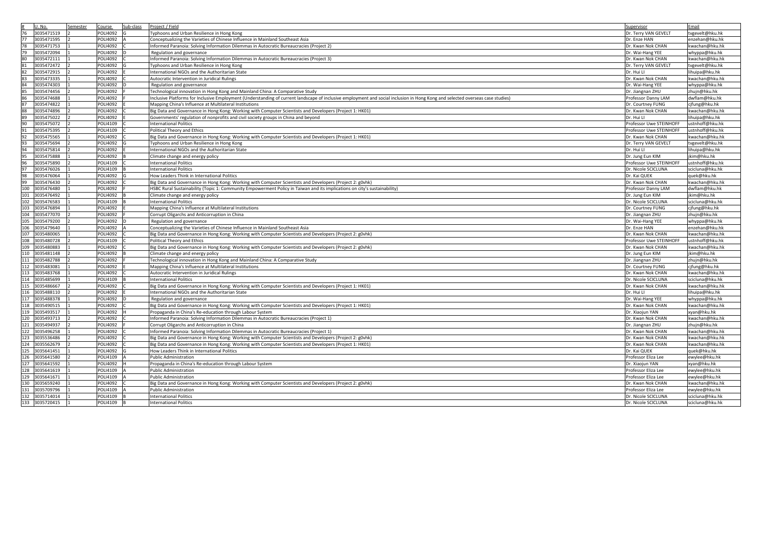| # | U. No. | Semester | Course | Sub-class | Project / Field | Supervisor | Email |
|---|---|---|---|---|---|---|---|
| 76 | 3035471519 | 2 | POLI4092 | G | Typhoons and Urban Resilience in Hong Kong | Dr. Terry VAN GEVELT | tvgevelt@hku.hk |
| 77 | 3035471595 | 2 | POLI4092 | A | Conceptualizing the Varieties of Chinese Influence in Mainland Southeast Asia | Dr. Enze HAN | enzehan@hku.hk |
| 78 | 3035471753 | 1 | POLI4092 | C | Informed Paranoia: Solving Information Dilemmas in Autocratic Bureaucracies (Project 2) | Dr. Kwan Nok CHAN | kwachan@hku.hk |
| 79 | 3035472094 | 1 | POLI4092 | D | Regulation and governance | Dr. Wai-Hang YEE | whyppa@hku.hk |
| 80 | 3035472111 | 1 | POLI4092 | C | Informed Paranoia: Solving Information Dilemmas in Autocratic Bureaucracies (Project 3) | Dr. Kwan Nok CHAN | kwachan@hku.hk |
| 81 | 3035472472 | 2 | POLI4092 | G | Typhoons and Urban Resilience in Hong Kong | Dr. Terry VAN GEVELT | tvgevelt@hku.hk |
| 82 | 3035472915 | 2 | POLI4092 | E | International NGOs and the Authoritarian State | Dr. Hui LI | lihuipa@hku.hk |
| 83 | 3035473335 | 1 | POLI4092 | C | Autocratic Intervention in Juridical Rulings | Dr. Kwan Nok CHAN | kwachan@hku.hk |
| 84 | 3035474303 | 1 | POLI4092 | D | Regulation and governance | Dr. Wai-Hang YEE | whyppa@hku.hk |
| 85 | 3035474456 | 2 | POLI4092 | F | Technological innovation in Hong Kong and Mainland China: A Comparative Study | Dr. Jiangnan ZHU | zhujn@hku.hk |
| 86 | 3035474688 | 1 | POLI4092 | F | Inclusive Platforms for Inclusive Employment (Understanding of current landscape of inclusive employment and social inclusion in Hong Kong and selected overseas case studies) | Professor Danny LAM | dwflam@hku.hk |
| 87 | 3035474822 | 1 | POLI4092 | E | Mapping China's Influence at Multilateral Institutions | Dr. Courtney FUNG | cjfung@hku.hk |
| 88 | 3035474896 | 2 | POLI4092 | C | Big Data and Governance in Hong Kong: Working with Computer Scientists and Developers (Project 1: HK01) | Dr. Kwan Nok CHAN | kwachan@hku.hk |
| 89 | 3035475022 | 2 | POLI4092 | E | Governments' regulation of nonprofits and civil society groups in China and beyond | Dr. Hui LI | lihuipa@hku.hk |
| 90 | 3035475072 | 2 | POLI4109 | C | International Politics | Professor Uwe STEINHOFF | ustnhoff@hku.hk |
| 91 | 3035475395 | 2 | POLI4109 | C | Political Theory and Ethics | Professor Uwe STEINHOFF | ustnhoff@hku.hk |
| 92 | 3035475565 | 1 | POLI4092 | C | Big Data and Governance in Hong Kong: Working with Computer Scientists and Developers (Project 1: HK01) | Dr. Kwan Nok CHAN | kwachan@hku.hk |
| 93 | 3035475694 | 2 | POLI4092 | G | Typhoons and Urban Resilience in Hong Kong | Dr. Terry VAN GEVELT | tvgevelt@hku.hk |
| 94 | 3035475814 | 2 | POLI4092 | E | International NGOs and the Authoritarian State | Dr. Hui LI | lihuipa@hku.hk |
| 95 | 3035475888 | 1 | POLI4092 | B | Climate change and energy policy | Dr. Jung Eun KIM | jkim@hku.hk |
| 96 | 3035475890 | 2 | POLI4109 | C | International Politics | Professor Uwe STEINHOFF | ustnhoff@hku.hk |
| 97 | 3035476026 | 1 | POLI4109 | B | International Politics | Dr. Nicole SCICLUNA | scicluna@hku.hk |
| 98 | 3035476064 | 1 | POLI4092 | G | How Leaders Think in International Politics | Dr. Kai QUEK | quek@hku.hk |
| 99 | 3035476430 | 2 | POLI4092 | C | Big Data and Governance in Hong Kong: Working with Computer Scientists and Developers (Project 2: g0vhk) | Dr. Kwan Nok CHAN | kwachan@hku.hk |
| 100 | 3035476480 | 1 | POLI4092 | F | HSBC Rural Sustainability (Topic 1: Community Empowerment Policy in Taiwan and its implications on city's sustainability) | Professor Danny LAM | dwflam@hku.hk |
| 101 | 3035476492 | 1 | POLI4092 | B | Climate change and energy policy | Dr. Jung Eun KIM | jkim@hku.hk |
| 102 | 3035476583 | 1 | POLI4109 | B | International Politics | Dr. Nicole SCICLUNA | scicluna@hku.hk |
| 103 | 3035476894 | 1 | POLI4092 | E | Mapping China's Influence at Multilateral Institutions | Dr. Courtney FUNG | cjfung@hku.hk |
| 104 | 3035477070 | 2 | POLI4092 | F | Corrupt Oligarchs and Anticorruption in China | Dr. Jiangnan ZHU | zhujn@hku.hk |
| 105 | 3035479200 | 2 | POLI4092 | D | Regulation and governance | Dr. Wai-Hang YEE | whyppa@hku.hk |
| 106 | 3035479640 | 1 | POLI4092 | A | Conceptualizing the Varieties of Chinese Influence in Mainland Southeast Asia | Dr. Enze HAN | enzehan@hku.hk |
| 107 | 3035480065 | 1 | POLI4092 | C | Big Data and Governance in Hong Kong: Working with Computer Scientists and Developers (Project 2: g0vhk) | Dr. Kwan Nok CHAN | kwachan@hku.hk |
| 108 | 3035480728 | 2 | POLI4109 | C | Political Theory and Ethics | Professor Uwe STEINHOFF | ustnhoff@hku.hk |
| 109 | 3035480883 | 1 | POLI4092 | C | Big Data and Governance in Hong Kong: Working with Computer Scientists and Developers (Project 2: g0vhk) | Dr. Kwan Nok CHAN | kwachan@hku.hk |
| 110 | 3035481148 | 2 | POLI4092 | B | Climate change and energy policy | Dr. Jung Eun KIM | jkim@hku.hk |
| 111 | 3035482788 | 2 | POLI4092 | F | Technological innovation in Hong Kong and Mainland China: A Comparative Study | Dr. Jiangnan ZHU | zhujn@hku.hk |
| 112 | 3035483081 | 1 | POLI4092 | E | Mapping China's Influence at Multilateral Institutions | Dr. Courtney FUNG | cjfung@hku.hk |
| 113 | 3035483768 | 1 | POLI4092 | C | Autocratic Intervention in Juridical Rulings | Dr. Kwan Nok CHAN | kwachan@hku.hk |
| 114 | 3035485699 | 1 | POLI4109 | B | International Politics | Dr. Nicole SCICLUNA | scicluna@hku.hk |
| 115 | 3035486667 | 2 | POLI4092 | C | Big Data and Governance in Hong Kong: Working with Computer Scientists and Developers (Project 1: HK01) | Dr. Kwan Nok CHAN | kwachan@hku.hk |
| 116 | 3035488110 | 2 | POLI4092 | E | International NGOs and the Authoritarian State | Dr. Hui LI | lihuipa@hku.hk |
| 117 | 3035488378 | 1 | POLI4092 | D | Regulation and governance | Dr. Wai-Hang YEE | whyppa@hku.hk |
| 118 | 3035490515 | 1 | POLI4092 | C | Big Data and Governance in Hong Kong: Working with Computer Scientists and Developers (Project 1: HK01) | Dr. Kwan Nok CHAN | kwachan@hku.hk |
| 119 | 3035493517 | 1 | POLI4092 | H | Propaganda in China's Re-education through Labour System | Dr. Xiaojun YAN | xyan@hku.hk |
| 120 | 3035493713 | 2 | POLI4092 | C | Informed Paranoia: Solving Information Dilemmas in Autocratic Bureaucracies (Project 1) | Dr. Kwan Nok CHAN | kwachan@hku.hk |
| 121 | 3035494937 | 2 | POLI4092 | F | Corrupt Oligarchs and Anticorruption in China | Dr. Jiangnan ZHU | zhujn@hku.hk |
| 122 | 3035496258 | 1 | POLI4092 | C | Informed Paranoia: Solving Information Dilemmas in Autocratic Bureaucracies (Project 1) | Dr. Kwan Nok CHAN | kwachan@hku.hk |
| 123 | 3035536486 | 2 | POLI4092 | C | Big Data and Governance in Hong Kong: Working with Computer Scientists and Developers (Project 2: g0vhk) | Dr. Kwan Nok CHAN | kwachan@hku.hk |
| 124 | 3035562679 | 2 | POLI4092 | C | Big Data and Governance in Hong Kong: Working with Computer Scientists and Developers (Project 1: HK01) | Dr. Kwan Nok CHAN | kwachan@hku.hk |
| 125 | 3035641451 | 1 | POLI4092 | G | How Leaders Think in International Politics | Dr. Kai QUEK | quek@hku.hk |
| 126 | 3035641580 | 2 | POLI4109 | A | Public Administration | Professor Eliza Lee | ewylee@hku.hk |
| 127 | 3035641592 | 1 | POLI4092 | H | Propaganda in China's Re-education through Labour System | Dr. Xiaojun YAN | xyan@hku.hk |
| 128 | 3035641619 | 1 | POLI4109 | A | Public Administration | Professor Eliza Lee | ewylee@hku.hk |
| 129 | 3035641671 | 1 | POLI4109 | A | Public Administration | Professor Eliza Lee | ewylee@hku.hk |
| 130 | 3035659240 | 1 | POLI4092 | C | Big Data and Governance in Hong Kong: Working with Computer Scientists and Developers (Project 2: g0vhk) | Dr. Kwan Nok CHAN | kwachan@hku.hk |
| 131 | 3035709796 | 1 | POLI4109 | A | Public Administration | Professor Eliza Lee | ewylee@hku.hk |
| 132 | 3035714014 | 1 | POLI4109 | B | International Politics | Dr. Nicole SCICLUNA | scicluna@hku.hk |
| 133 | 3035720415 | 1 | POLI4109 | B | International Politics | Dr. Nicole SCICLUNA | scicluna@hku.hk |